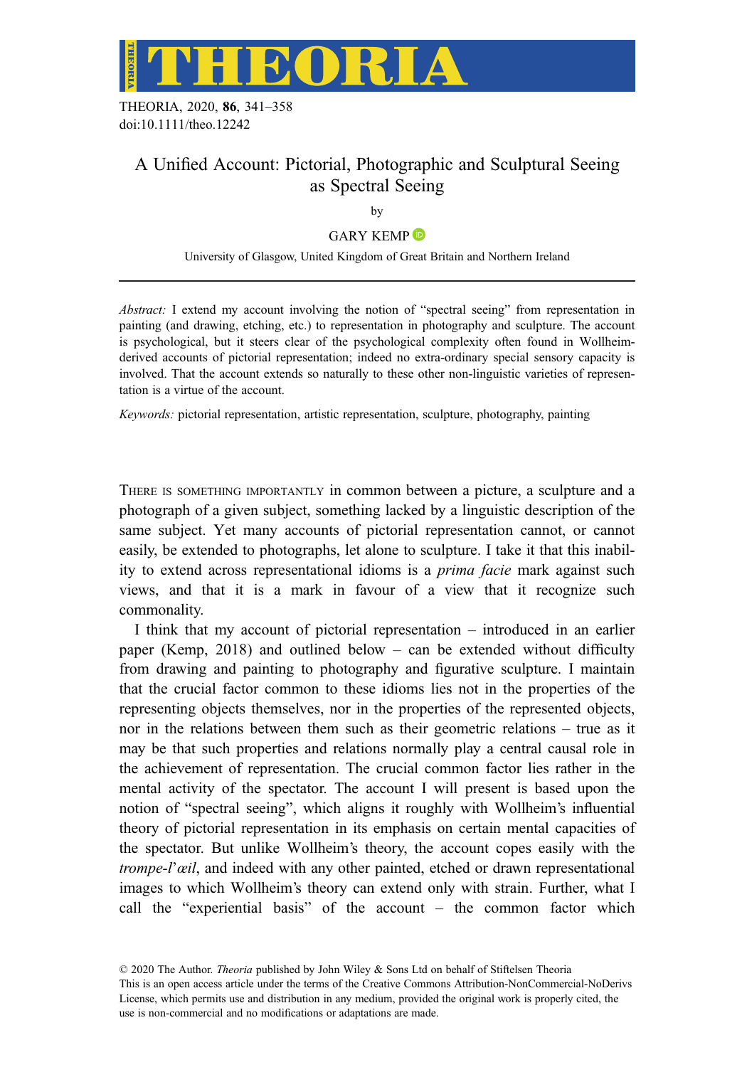THEORIA, 2020, **86**, 341–358
doi:10.1111/theo.12242

# A Unified Account: Pictorial, Photographic and Sculptural Seeing as Spectral Seeing

by

GARY KEMP

University of Glasgow, United Kingdom of Great Britain and Northern Ireland

*Abstract:* I extend my account involving the notion of "spectral seeing" from representation in painting (and drawing, etching, etc.) to representation in photography and sculpture. The account is psychological, but it steers clear of the psychological complexity often found in Wollheim-derived accounts of pictorial representation; indeed no extra-ordinary special sensory capacity is involved. That the account extends so naturally to these other non-linguistic varieties of representation is a virtue of the account.

*Keywords:* pictorial representation, artistic representation, sculpture, photography, painting

THERE IS SOMETHING IMPORTANTLY in common between a picture, a sculpture and a photograph of a given subject, something lacked by a linguistic description of the same subject. Yet many accounts of pictorial representation cannot, or cannot easily, be extended to photographs, let alone to sculpture. I take it that this inability to extend across representational idioms is a *prima facie* mark against such views, and that it is a mark in favour of a view that it recognize such commonality.

I think that my account of pictorial representation – introduced in an earlier paper (Kemp, 2018) and outlined below – can be extended without difficulty from drawing and painting to photography and figurative sculpture. I maintain that the crucial factor common to these idioms lies not in the properties of the representing objects themselves, nor in the properties of the represented objects, nor in the relations between them such as their geometric relations – true as it may be that such properties and relations normally play a central causal role in the achievement of representation. The crucial common factor lies rather in the mental activity of the spectator. The account I will present is based upon the notion of "spectral seeing", which aligns it roughly with Wollheim's influential theory of pictorial representation in its emphasis on certain mental capacities of the spectator. But unlike Wollheim's theory, the account copes easily with the *trompe-l'œil*, and indeed with any other painted, etched or drawn representational images to which Wollheim's theory can extend only with strain. Further, what I call the "experiential basis" of the account – the common factor which

© 2020 The Author. *Theoria* published by John Wiley & Sons Ltd on behalf of Stiftelsen Theoria
This is an open access article under the terms of the Creative Commons Attribution-NonCommercial-NoDerivs License, which permits use and distribution in any medium, provided the original work is properly cited, the use is non-commercial and no modifications or adaptations are made.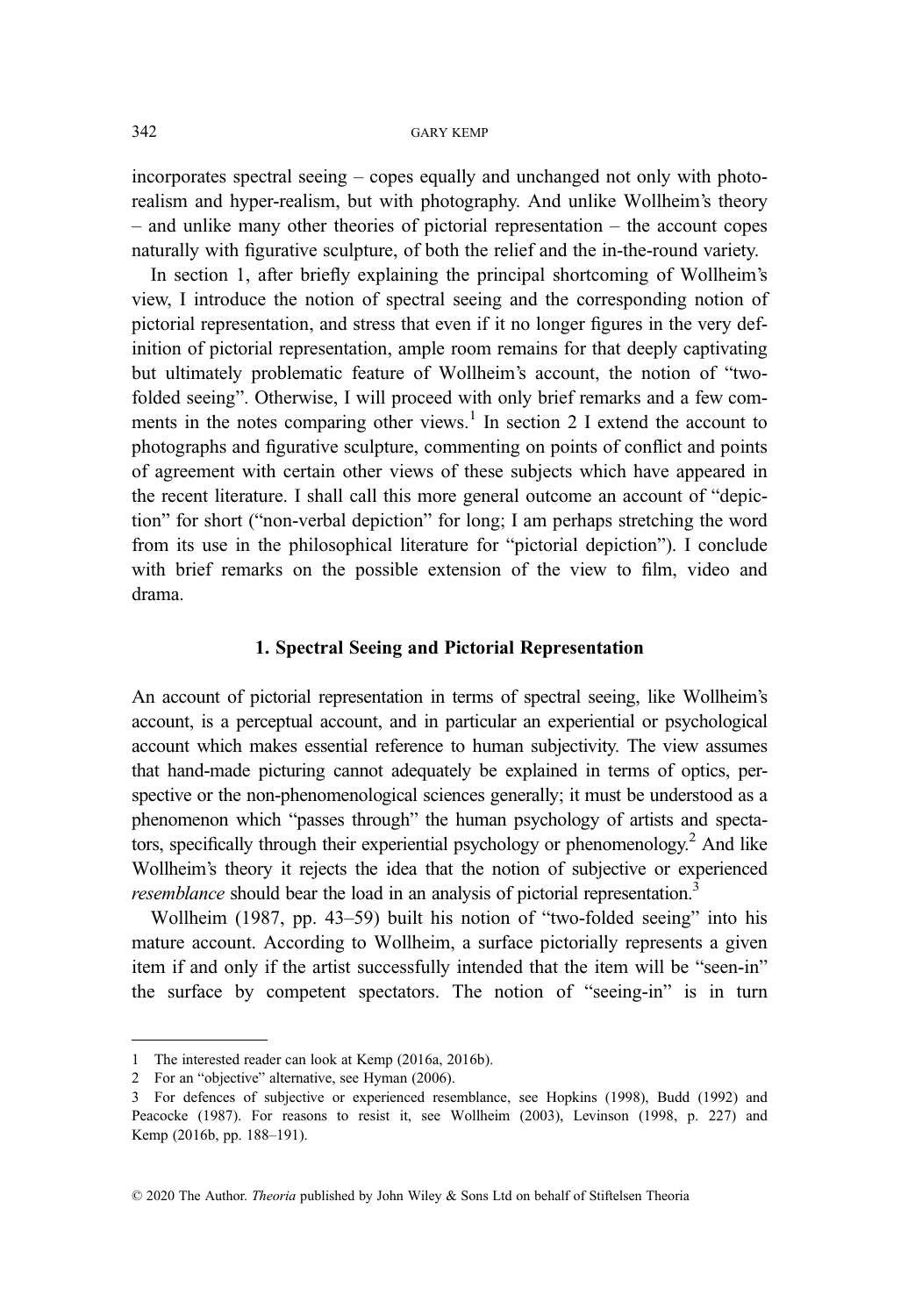incorporates spectral seeing – copes equally and unchanged not only with photo-realism and hyper-realism, but with photography. And unlike Wollheim's theory – and unlike many other theories of pictorial representation – the account copes naturally with figurative sculpture, of both the relief and the in-the-round variety.

In section 1, after briefly explaining the principal shortcoming of Wollheim's view, I introduce the notion of spectral seeing and the corresponding notion of pictorial representation, and stress that even if it no longer figures in the very definition of pictorial representation, ample room remains for that deeply captivating but ultimately problematic feature of Wollheim's account, the notion of "two-folded seeing". Otherwise, I will proceed with only brief remarks and a few comments in the notes comparing other views.[1] In section 2 I extend the account to photographs and figurative sculpture, commenting on points of conflict and points of agreement with certain other views of these subjects which have appeared in the recent literature. I shall call this more general outcome an account of "depiction" for short ("non-verbal depiction" for long; I am perhaps stretching the word from its use in the philosophical literature for "pictorial depiction"). I conclude with brief remarks on the possible extension of the view to film, video and drama.

## 1. Spectral Seeing and Pictorial Representation

An account of pictorial representation in terms of spectral seeing, like Wollheim's account, is a perceptual account, and in particular an experiential or psychological account which makes essential reference to human subjectivity. The view assumes that hand-made picturing cannot adequately be explained in terms of optics, perspective or the non-phenomenological sciences generally; it must be understood as a phenomenon which "passes through" the human psychology of artists and spectators, specifically through their experiential psychology or phenomenology.[2] And like Wollheim's theory it rejects the idea that the notion of subjective or experienced *resemblance* should bear the load in an analysis of pictorial representation.[3]

Wollheim (1987, pp. 43–59) built his notion of "two-folded seeing" into his mature account. According to Wollheim, a surface pictorially represents a given item if and only if the artist successfully intended that the item will be "seen-in" the surface by competent spectators. The notion of "seeing-in" is in turn

---

1 The interested reader can look at Kemp (2016a, 2016b).

2 For an "objective" alternative, see Hyman (2006).

3 For defences of subjective or experienced resemblance, see Hopkins (1998), Budd (1992) and Peacocke (1987). For reasons to resist it, see Wollheim (2003), Levinson (1998, p. 227) and Kemp (2016b, pp. 188–191).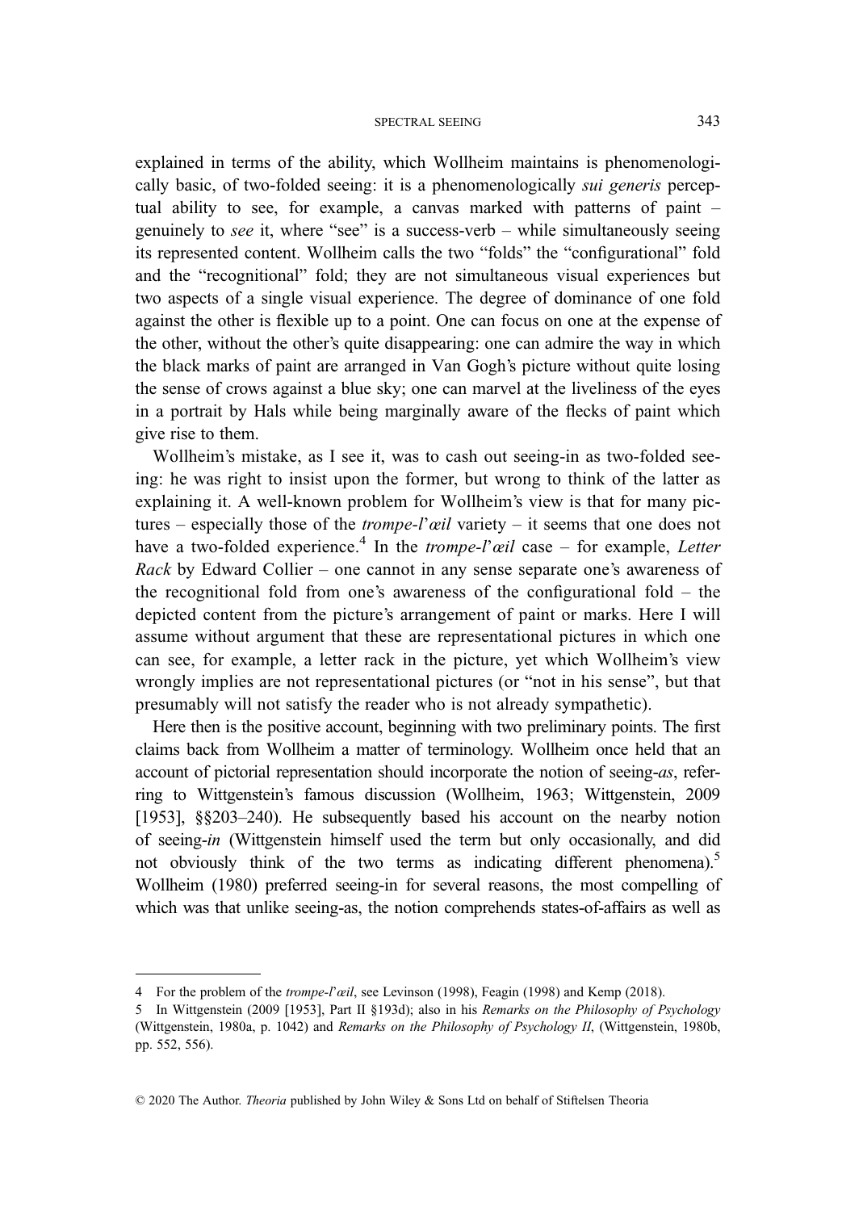explained in terms of the ability, which Wollheim maintains is phenomenologically basic, of two-folded seeing: it is a phenomenologically *sui generis* perceptual ability to see, for example, a canvas marked with patterns of paint – genuinely to *see* it, where "see" is a success-verb – while simultaneously seeing its represented content. Wollheim calls the two "folds" the "configurational" fold and the "recognitional" fold; they are not simultaneous visual experiences but two aspects of a single visual experience. The degree of dominance of one fold against the other is flexible up to a point. One can focus on one at the expense of the other, without the other's quite disappearing: one can admire the way in which the black marks of paint are arranged in Van Gogh's picture without quite losing the sense of crows against a blue sky; one can marvel at the liveliness of the eyes in a portrait by Hals while being marginally aware of the flecks of paint which give rise to them.

Wollheim's mistake, as I see it, was to cash out seeing-in as two-folded seeing: he was right to insist upon the former, but wrong to think of the latter as explaining it. A well-known problem for Wollheim's view is that for many pictures – especially those of the *trompe-l'œil* variety – it seems that one does not have a two-folded experience.[4] In the *trompe-l'œil* case – for example, *Letter Rack* by Edward Collier – one cannot in any sense separate one's awareness of the recognitional fold from one's awareness of the configurational fold – the depicted content from the picture's arrangement of paint or marks. Here I will assume without argument that these are representational pictures in which one can see, for example, a letter rack in the picture, yet which Wollheim's view wrongly implies are not representational pictures (or "not in his sense", but that presumably will not satisfy the reader who is not already sympathetic).

Here then is the positive account, beginning with two preliminary points. The first claims back from Wollheim a matter of terminology. Wollheim once held that an account of pictorial representation should incorporate the notion of seeing-*as*, referring to Wittgenstein's famous discussion (Wollheim, 1963; Wittgenstein, 2009 [1953], §§203–240). He subsequently based his account on the nearby notion of seeing-*in* (Wittgenstein himself used the term but only occasionally, and did not obviously think of the two terms as indicating different phenomena).[5] Wollheim (1980) preferred seeing-in for several reasons, the most compelling of which was that unlike seeing-as, the notion comprehends states-of-affairs as well as

---

4 For the problem of the *trompe-l'œil*, see Levinson (1998), Feagin (1998) and Kemp (2018).

5 In Wittgenstein (2009 [1953], Part II §193d); also in his *Remarks on the Philosophy of Psychology* (Wittgenstein, 1980a, p. 1042) and *Remarks on the Philosophy of Psychology II*, (Wittgenstein, 1980b, pp. 552, 556).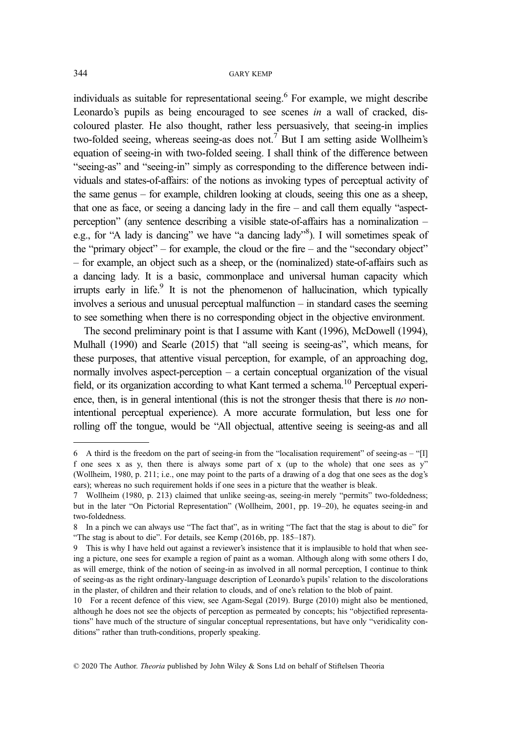individuals as suitable for representational seeing.[6] For example, we might describe Leonardo's pupils as being encouraged to see scenes *in* a wall of cracked, discoloured plaster. He also thought, rather less persuasively, that seeing-in implies two-folded seeing, whereas seeing-as does not.[7] But I am setting aside Wollheim's equation of seeing-in with two-folded seeing. I shall think of the difference between "seeing-as" and "seeing-in" simply as corresponding to the difference between individuals and states-of-affairs: of the notions as invoking types of perceptual activity of the same genus – for example, children looking at clouds, seeing this one as a sheep, that one as face, or seeing a dancing lady in the fire – and call them equally "aspect-perception" (any sentence describing a visible state-of-affairs has a nominalization – e.g., for "A lady is dancing" we have "a dancing lady"[8]). I will sometimes speak of the "primary object" – for example, the cloud or the fire – and the "secondary object" – for example, an object such as a sheep, or the (nominalized) state-of-affairs such as a dancing lady. It is a basic, commonplace and universal human capacity which irrupts early in life.[9] It is not the phenomenon of hallucination, which typically involves a serious and unusual perceptual malfunction – in standard cases the seeming to see something when there is no corresponding object in the objective environment.

The second preliminary point is that I assume with Kant (1996), McDowell (1994), Mulhall (1990) and Searle (2015) that "all seeing is seeing-as", which means, for these purposes, that attentive visual perception, for example, of an approaching dog, normally involves aspect-perception – a certain conceptual organization of the visual field, or its organization according to what Kant termed a schema.[10] Perceptual experience, then, is in general intentional (this is not the stronger thesis that there is *no* non-intentional perceptual experience). A more accurate formulation, but less one for rolling off the tongue, would be "All objectual, attentive seeing is seeing-as and all

---

6 A third is the freedom on the part of seeing-in from the "localisation requirement" of seeing-as – "[I]f one sees x as y, then there is always some part of x (up to the whole) that one sees as y" (Wollheim, 1980, p. 211; i.e., one may point to the parts of a drawing of a dog that one sees as the dog's ears); whereas no such requirement holds if one sees in a picture that the weather is bleak.

7 Wollheim (1980, p. 213) claimed that unlike seeing-as, seeing-in merely "permits" two-foldedness; but in the later "On Pictorial Representation" (Wollheim, 2001, pp. 19–20), he equates seeing-in and two-foldedness.

8 In a pinch we can always use "The fact that", as in writing "The fact that the stag is about to die" for "The stag is about to die". For details, see Kemp (2016b, pp. 185–187).

9 This is why I have held out against a reviewer's insistence that it is implausible to hold that when seeing a picture, one sees for example a region of paint as a woman. Although along with some others I do, as will emerge, think of the notion of seeing-in as involved in all normal perception, I continue to think of seeing-as as the right ordinary-language description of Leonardo's pupils' relation to the discolorations in the plaster, of children and their relation to clouds, and of one's relation to the blob of paint.

10 For a recent defence of this view, see Agam-Segal (2019). Burge (2010) might also be mentioned, although he does not see the objects of perception as permeated by concepts; his "objectified representations" have much of the structure of singular conceptual representations, but have only "veridicality conditions" rather than truth-conditions, properly speaking.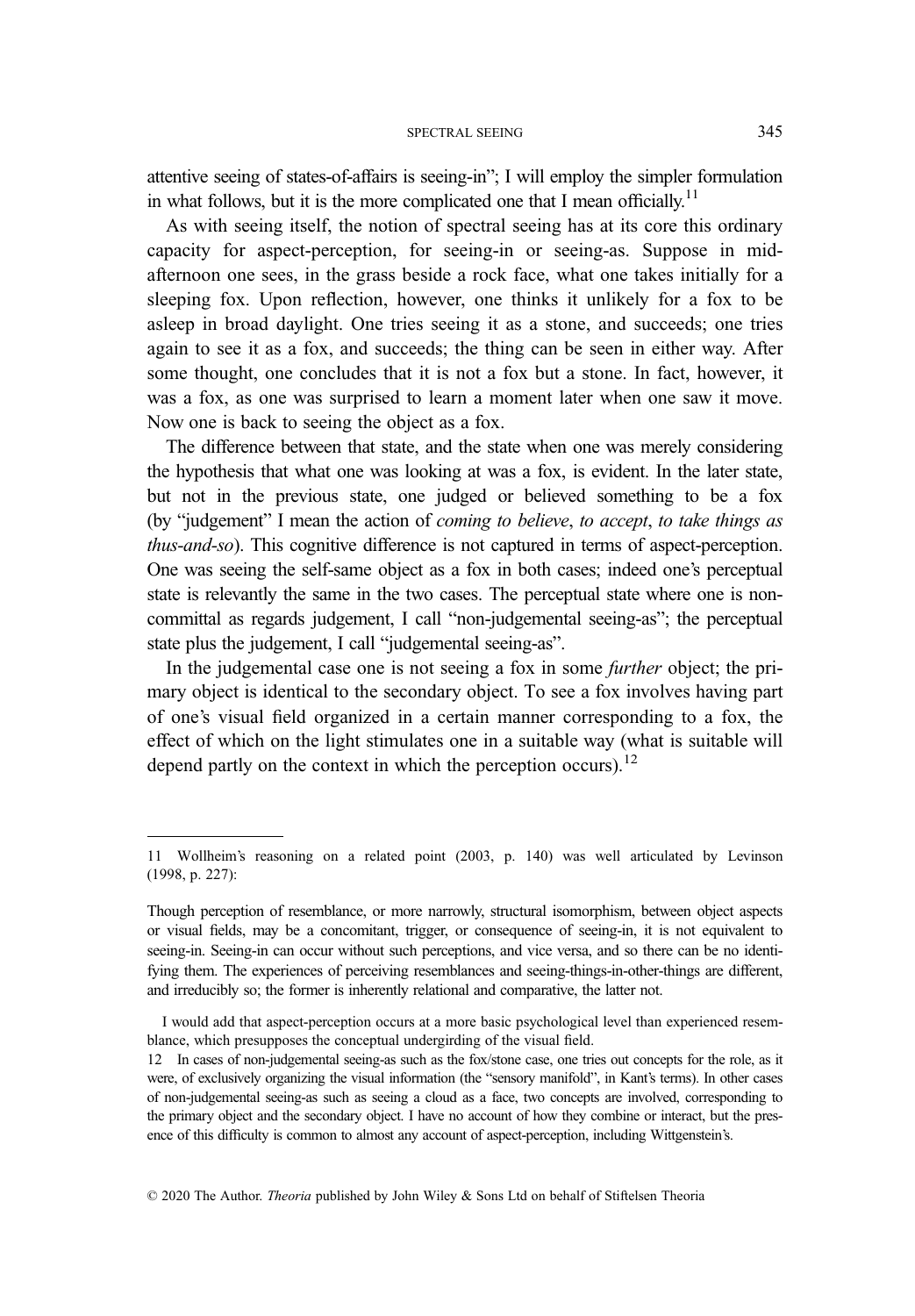attentive seeing of states-of-affairs is seeing-in"; I will employ the simpler formulation in what follows, but it is the more complicated one that I mean officially.[11]

As with seeing itself, the notion of spectral seeing has at its core this ordinary capacity for aspect-perception, for seeing-in or seeing-as. Suppose in mid-afternoon one sees, in the grass beside a rock face, what one takes initially for a sleeping fox. Upon reflection, however, one thinks it unlikely for a fox to be asleep in broad daylight. One tries seeing it as a stone, and succeeds; one tries again to see it as a fox, and succeeds; the thing can be seen in either way. After some thought, one concludes that it is not a fox but a stone. In fact, however, it was a fox, as one was surprised to learn a moment later when one saw it move. Now one is back to seeing the object as a fox.

The difference between that state, and the state when one was merely considering the hypothesis that what one was looking at was a fox, is evident. In the later state, but not in the previous state, one judged or believed something to be a fox (by "judgement" I mean the action of *coming to believe*, *to accept*, *to take things as thus-and-so*). This cognitive difference is not captured in terms of aspect-perception. One was seeing the self-same object as a fox in both cases; indeed one's perceptual state is relevantly the same in the two cases. The perceptual state where one is non-committal as regards judgement, I call "non-judgemental seeing-as"; the perceptual state plus the judgement, I call "judgemental seeing-as".

In the judgemental case one is not seeing a fox in some *further* object; the primary object is identical to the secondary object. To see a fox involves having part of one's visual field organized in a certain manner corresponding to a fox, the effect of which on the light stimulates one in a suitable way (what is suitable will depend partly on the context in which the perception occurs).[12]

---

11 Wollheim's reasoning on a related point (2003, p. 140) was well articulated by Levinson (1998, p. 227):

Though perception of resemblance, or more narrowly, structural isomorphism, between object aspects or visual fields, may be a concomitant, trigger, or consequence of seeing-in, it is not equivalent to seeing-in. Seeing-in can occur without such perceptions, and vice versa, and so there can be no identifying them. The experiences of perceiving resemblances and seeing-things-in-other-things are different, and irreducibly so; the former is inherently relational and comparative, the latter not.

I would add that aspect-perception occurs at a more basic psychological level than experienced resemblance, which presupposes the conceptual undergirding of the visual field.

12 In cases of non-judgemental seeing-as such as the fox/stone case, one tries out concepts for the role, as it were, of exclusively organizing the visual information (the "sensory manifold", in Kant's terms). In other cases of non-judgemental seeing-as such as seeing a cloud as a face, two concepts are involved, corresponding to the primary object and the secondary object. I have no account of how they combine or interact, but the presence of this difficulty is common to almost any account of aspect-perception, including Wittgenstein's.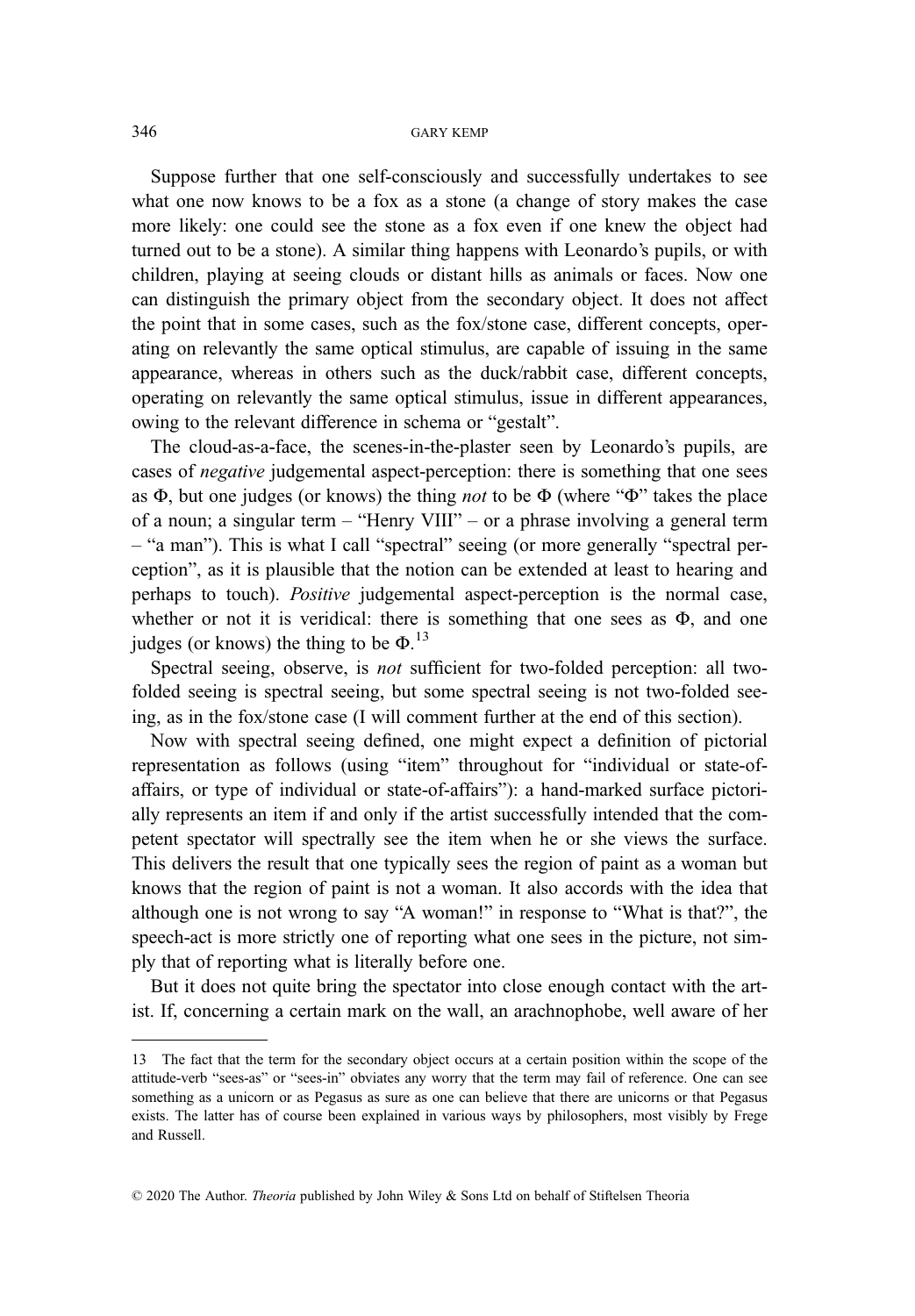Suppose further that one self-consciously and successfully undertakes to see what one now knows to be a fox as a stone (a change of story makes the case more likely: one could see the stone as a fox even if one knew the object had turned out to be a stone). A similar thing happens with Leonardo's pupils, or with children, playing at seeing clouds or distant hills as animals or faces. Now one can distinguish the primary object from the secondary object. It does not affect the point that in some cases, such as the fox/stone case, different concepts, operating on relevantly the same optical stimulus, are capable of issuing in the same appearance, whereas in others such as the duck/rabbit case, different concepts, operating on relevantly the same optical stimulus, issue in different appearances, owing to the relevant difference in schema or "gestalt".

The cloud-as-a-face, the scenes-in-the-plaster seen by Leonardo's pupils, are cases of *negative* judgemental aspect-perception: there is something that one sees as Φ, but one judges (or knows) the thing *not* to be Φ (where "Φ" takes the place of a noun; a singular term – "Henry VIII" – or a phrase involving a general term – "a man"). This is what I call "spectral" seeing (or more generally "spectral perception", as it is plausible that the notion can be extended at least to hearing and perhaps to touch). *Positive* judgemental aspect-perception is the normal case, whether or not it is veridical: there is something that one sees as Φ, and one judges (or knows) the thing to be Φ.[13]

Spectral seeing, observe, is *not* sufficient for two-folded perception: all two-folded seeing is spectral seeing, but some spectral seeing is not two-folded seeing, as in the fox/stone case (I will comment further at the end of this section).

Now with spectral seeing defined, one might expect a definition of pictorial representation as follows (using "item" throughout for "individual or state-of-affairs, or type of individual or state-of-affairs"): a hand-marked surface pictorially represents an item if and only if the artist successfully intended that the competent spectator will spectrally see the item when he or she views the surface. This delivers the result that one typically sees the region of paint as a woman but knows that the region of paint is not a woman. It also accords with the idea that although one is not wrong to say "A woman!" in response to "What is that?", the speech-act is more strictly one of reporting what one sees in the picture, not simply that of reporting what is literally before one.

But it does not quite bring the spectator into close enough contact with the artist. If, concerning a certain mark on the wall, an arachnophobe, well aware of her

---

13 The fact that the term for the secondary object occurs at a certain position within the scope of the attitude-verb "sees-as" or "sees-in" obviates any worry that the term may fail of reference. One can see something as a unicorn or as Pegasus as sure as one can believe that there are unicorns or that Pegasus exists. The latter has of course been explained in various ways by philosophers, most visibly by Frege and Russell.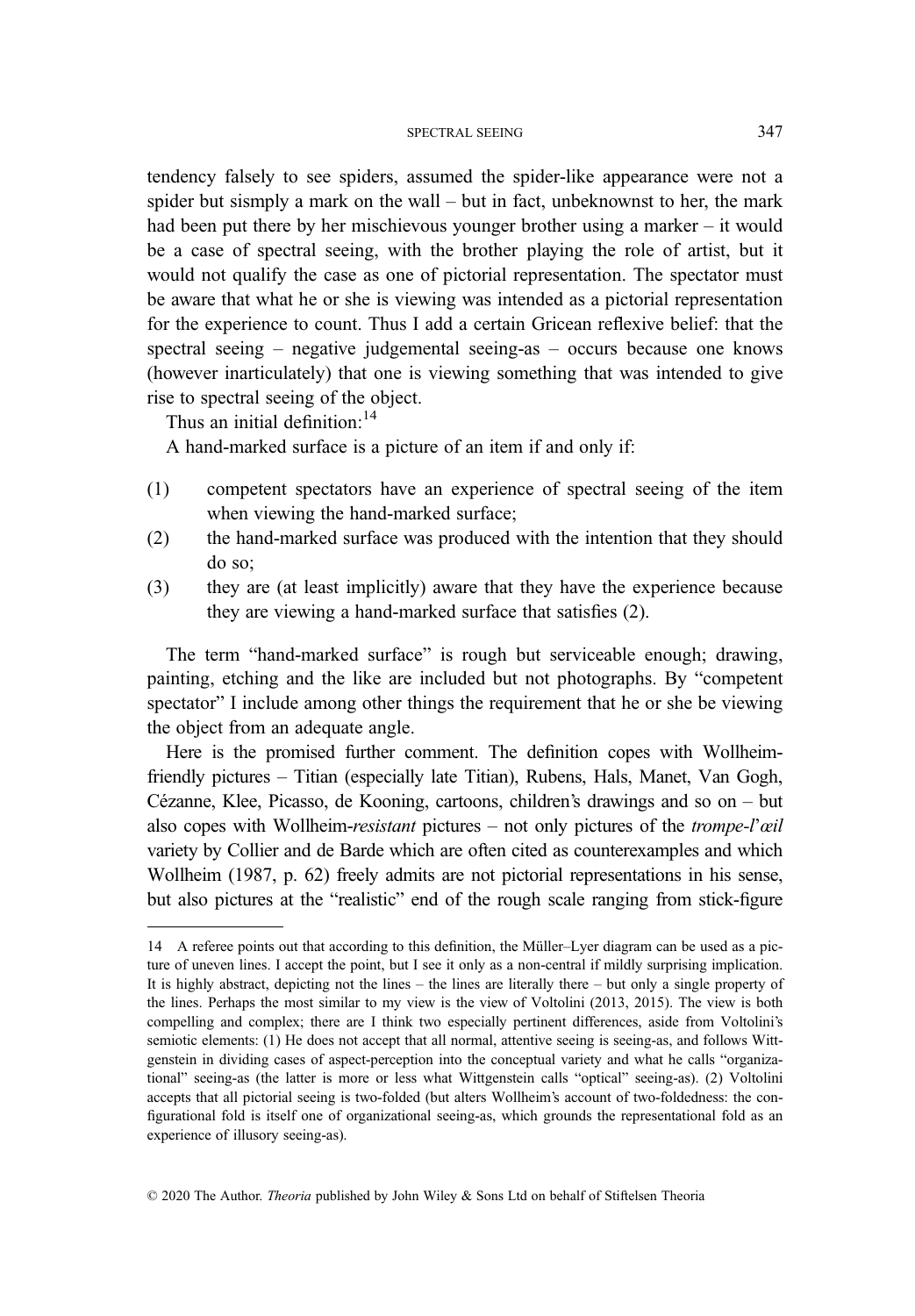tendency falsely to see spiders, assumed the spider-like appearance were not a spider but sismply a mark on the wall – but in fact, unbeknownst to her, the mark had been put there by her mischievous younger brother using a marker – it would be a case of spectral seeing, with the brother playing the role of artist, but it would not qualify the case as one of pictorial representation. The spectator must be aware that what he or she is viewing was intended as a pictorial representation for the experience to count. Thus I add a certain Gricean reflexive belief: that the spectral seeing – negative judgemental seeing-as – occurs because one knows (however inarticulately) that one is viewing something that was intended to give rise to spectral seeing of the object.

Thus an initial definition:[14]

A hand-marked surface is a picture of an item if and only if:

(1) competent spectators have an experience of spectral seeing of the item when viewing the hand-marked surface;

(2) the hand-marked surface was produced with the intention that they should do so;

(3) they are (at least implicitly) aware that they have the experience because they are viewing a hand-marked surface that satisfies (2).

The term "hand-marked surface" is rough but serviceable enough; drawing, painting, etching and the like are included but not photographs. By "competent spectator" I include among other things the requirement that he or she be viewing the object from an adequate angle.

Here is the promised further comment. The definition copes with Wollheim-friendly pictures – Titian (especially late Titian), Rubens, Hals, Manet, Van Gogh, Cézanne, Klee, Picasso, de Kooning, cartoons, children's drawings and so on – but also copes with Wollheim-*resistant* pictures – not only pictures of the *trompe-l'œil* variety by Collier and de Barde which are often cited as counterexamples and which Wollheim (1987, p. 62) freely admits are not pictorial representations in his sense, but also pictures at the "realistic" end of the rough scale ranging from stick-figure

---

14 A referee points out that according to this definition, the Müller–Lyer diagram can be used as a picture of uneven lines. I accept the point, but I see it only as a non-central if mildly surprising implication. It is highly abstract, depicting not the lines – the lines are literally there – but only a single property of the lines. Perhaps the most similar to my view is the view of Voltolini (2013, 2015). The view is both compelling and complex; there are I think two especially pertinent differences, aside from Voltolini's semiotic elements: (1) He does not accept that all normal, attentive seeing is seeing-as, and follows Wittgenstein in dividing cases of aspect-perception into the conceptual variety and what he calls "organizational" seeing-as (the latter is more or less what Wittgenstein calls "optical" seeing-as). (2) Voltolini accepts that all pictorial seeing is two-folded (but alters Wollheim's account of two-foldedness: the configurational fold is itself one of organizational seeing-as, which grounds the representational fold as an experience of illusory seeing-as).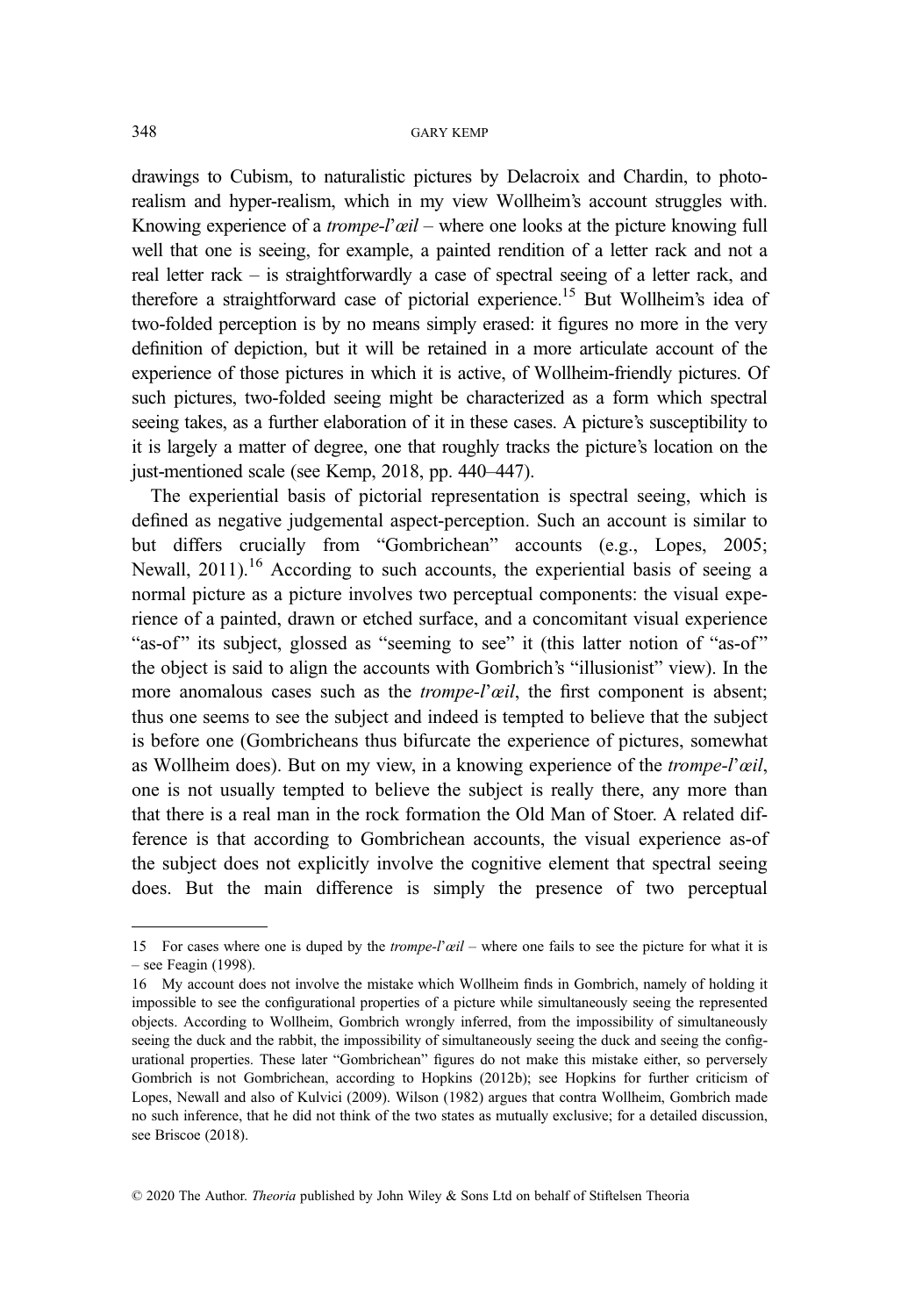drawings to Cubism, to naturalistic pictures by Delacroix and Chardin, to photo-realism and hyper-realism, which in my view Wollheim's account struggles with. Knowing experience of a *trompe-l'œil* – where one looks at the picture knowing full well that one is seeing, for example, a painted rendition of a letter rack and not a real letter rack – is straightforwardly a case of spectral seeing of a letter rack, and therefore a straightforward case of pictorial experience.[15] But Wollheim's idea of two-folded perception is by no means simply erased: it figures no more in the very definition of depiction, but it will be retained in a more articulate account of the experience of those pictures in which it is active, of Wollheim-friendly pictures. Of such pictures, two-folded seeing might be characterized as a form which spectral seeing takes, as a further elaboration of it in these cases. A picture's susceptibility to it is largely a matter of degree, one that roughly tracks the picture's location on the just-mentioned scale (see Kemp, 2018, pp. 440–447).

The experiential basis of pictorial representation is spectral seeing, which is defined as negative judgemental aspect-perception. Such an account is similar to but differs crucially from "Gombrichean" accounts (e.g., Lopes, 2005; Newall, 2011).[16] According to such accounts, the experiential basis of seeing a normal picture as a picture involves two perceptual components: the visual experience of a painted, drawn or etched surface, and a concomitant visual experience "as-of" its subject, glossed as "seeming to see" it (this latter notion of "as-of" the object is said to align the accounts with Gombrich's "illusionist" view). In the more anomalous cases such as the *trompe-l'œil*, the first component is absent; thus one seems to see the subject and indeed is tempted to believe that the subject is before one (Gombricheans thus bifurcate the experience of pictures, somewhat as Wollheim does). But on my view, in a knowing experience of the *trompe-l'œil*, one is not usually tempted to believe the subject is really there, any more than that there is a real man in the rock formation the Old Man of Stoer. A related difference is that according to Gombrichean accounts, the visual experience as-of the subject does not explicitly involve the cognitive element that spectral seeing does. But the main difference is simply the presence of two perceptual

---

15 For cases where one is duped by the *trompe-l'œil* – where one fails to see the picture for what it is – see Feagin (1998).

16 My account does not involve the mistake which Wollheim finds in Gombrich, namely of holding it impossible to see the configurational properties of a picture while simultaneously seeing the represented objects. According to Wollheim, Gombrich wrongly inferred, from the impossibility of simultaneously seeing the duck and the rabbit, the impossibility of simultaneously seeing the duck and seeing the configurational properties. These later "Gombrichean" figures do not make this mistake either, so perversely Gombrich is not Gombrichean, according to Hopkins (2012b); see Hopkins for further criticism of Lopes, Newall and also of Kulvici (2009). Wilson (1982) argues that contra Wollheim, Gombrich made no such inference, that he did not think of the two states as mutually exclusive; for a detailed discussion, see Briscoe (2018).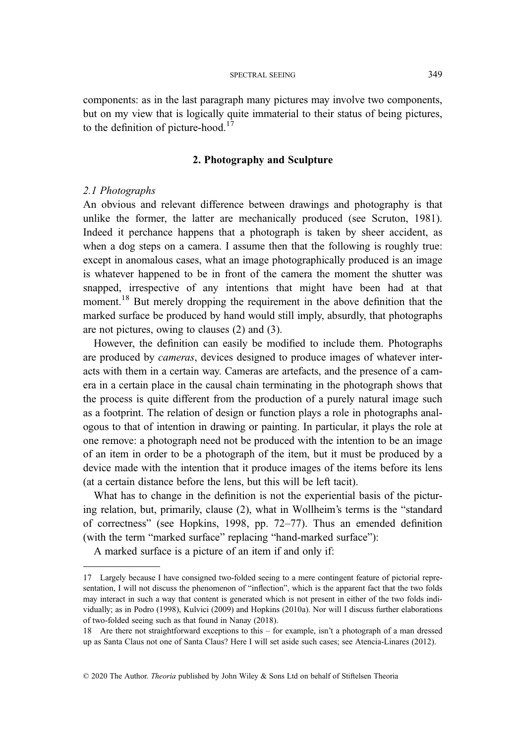components: as in the last paragraph many pictures may involve two components, but on my view that is logically quite immaterial to their status of being pictures, to the definition of picture-hood.[17]

## 2. Photography and Sculpture

### *2.1 Photographs*

An obvious and relevant difference between drawings and photography is that unlike the former, the latter are mechanically produced (see Scruton, 1981). Indeed it perchance happens that a photograph is taken by sheer accident, as when a dog steps on a camera. I assume then that the following is roughly true: except in anomalous cases, what an image photographically produced is an image is whatever happened to be in front of the camera the moment the shutter was snapped, irrespective of any intentions that might have been had at that moment.[18] But merely dropping the requirement in the above definition that the marked surface be produced by hand would still imply, absurdly, that photographs are not pictures, owing to clauses (2) and (3).

However, the definition can easily be modified to include them. Photographs are produced by *cameras*, devices designed to produce images of whatever interacts with them in a certain way. Cameras are artefacts, and the presence of a camera in a certain place in the causal chain terminating in the photograph shows that the process is quite different from the production of a purely natural image such as a footprint. The relation of design or function plays a role in photographs analogous to that of intention in drawing or painting. In particular, it plays the role at one remove: a photograph need not be produced with the intention to be an image of an item in order to be a photograph of the item, but it must be produced by a device made with the intention that it produce images of the items before its lens (at a certain distance before the lens, but this will be left tacit).

What has to change in the definition is not the experiential basis of the picturing relation, but, primarily, clause (2), what in Wollheim's terms is the "standard of correctness" (see Hopkins, 1998, pp. 72–77). Thus an emended definition (with the term "marked surface" replacing "hand-marked surface"):

A marked surface is a picture of an item if and only if:

---

17 Largely because I have consigned two-folded seeing to a mere contingent feature of pictorial representation, I will not discuss the phenomenon of "inflection", which is the apparent fact that the two folds may interact in such a way that content is generated which is not present in either of the two folds individually; as in Podro (1998), Kulvici (2009) and Hopkins (2010a). Nor will I discuss further elaborations of two-folded seeing such as that found in Nanay (2018).

18 Are there not straightforward exceptions to this – for example, isn't a photograph of a man dressed up as Santa Claus not one of Santa Claus? Here I will set aside such cases; see Atencia-Linares (2012).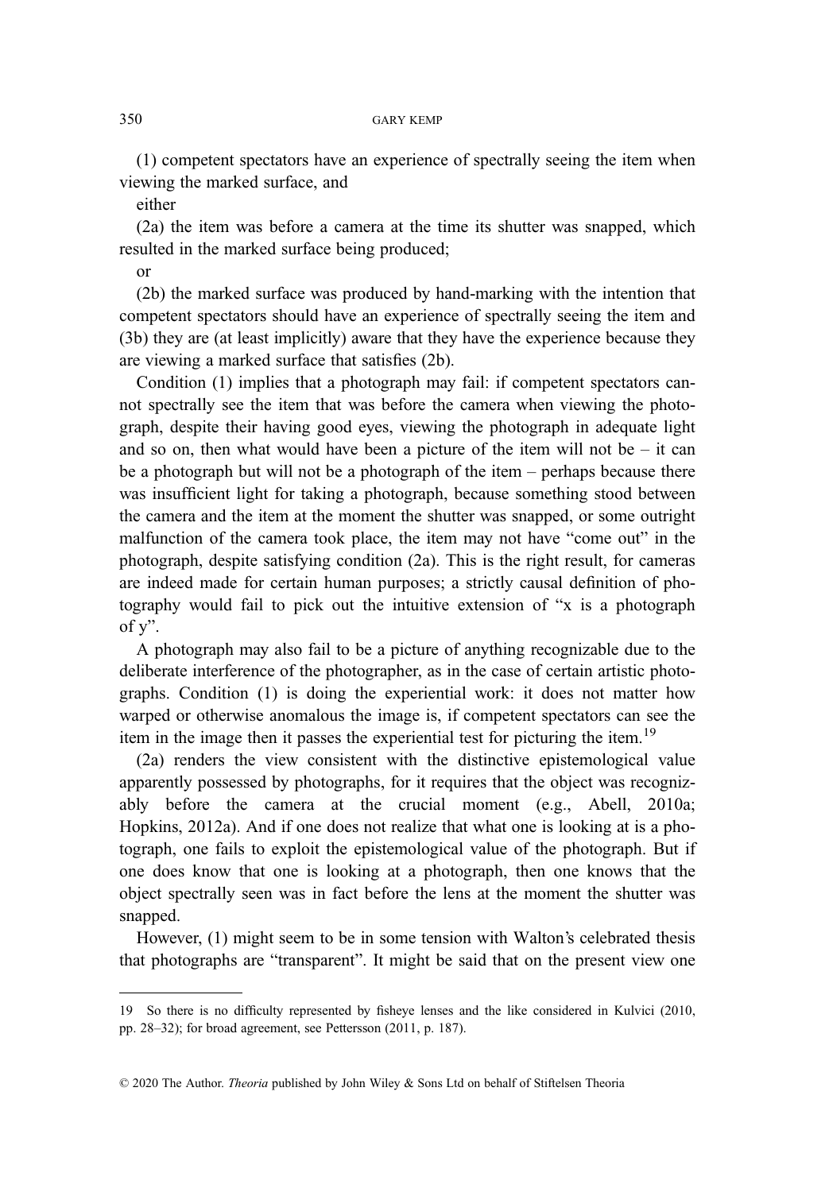(1) competent spectators have an experience of spectrally seeing the item when viewing the marked surface, and

either

(2a) the item was before a camera at the time its shutter was snapped, which resulted in the marked surface being produced;

or

(2b) the marked surface was produced by hand-marking with the intention that competent spectators should have an experience of spectrally seeing the item and (3b) they are (at least implicitly) aware that they have the experience because they are viewing a marked surface that satisfies (2b).

Condition (1) implies that a photograph may fail: if competent spectators cannot spectrally see the item that was before the camera when viewing the photograph, despite their having good eyes, viewing the photograph in adequate light and so on, then what would have been a picture of the item will not be – it can be a photograph but will not be a photograph of the item – perhaps because there was insufficient light for taking a photograph, because something stood between the camera and the item at the moment the shutter was snapped, or some outright malfunction of the camera took place, the item may not have "come out" in the photograph, despite satisfying condition (2a). This is the right result, for cameras are indeed made for certain human purposes; a strictly causal definition of photography would fail to pick out the intuitive extension of "x is a photograph of y".

A photograph may also fail to be a picture of anything recognizable due to the deliberate interference of the photographer, as in the case of certain artistic photographs. Condition (1) is doing the experiential work: it does not matter how warped or otherwise anomalous the image is, if competent spectators can see the item in the image then it passes the experiential test for picturing the item.[19]

(2a) renders the view consistent with the distinctive epistemological value apparently possessed by photographs, for it requires that the object was recognizably before the camera at the crucial moment (e.g., Abell, 2010a; Hopkins, 2012a). And if one does not realize that what one is looking at is a photograph, one fails to exploit the epistemological value of the photograph. But if one does know that one is looking at a photograph, then one knows that the object spectrally seen was in fact before the lens at the moment the shutter was snapped.

However, (1) might seem to be in some tension with Walton's celebrated thesis that photographs are "transparent". It might be said that on the present view one

---

19 So there is no difficulty represented by fisheye lenses and the like considered in Kulvici (2010, pp. 28–32); for broad agreement, see Pettersson (2011, p. 187).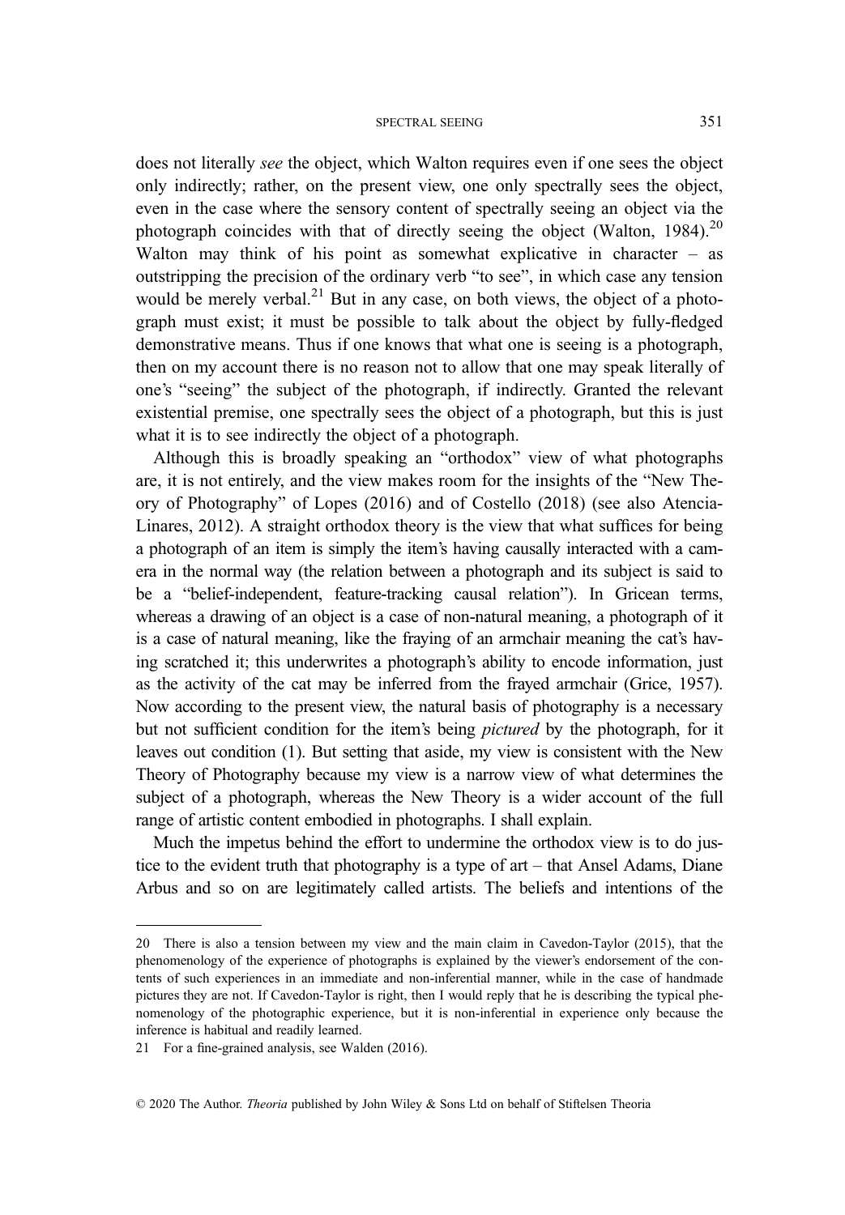does not literally *see* the object, which Walton requires even if one sees the object only indirectly; rather, on the present view, one only spectrally sees the object, even in the case where the sensory content of spectrally seeing an object via the photograph coincides with that of directly seeing the object (Walton, 1984).[20] Walton may think of his point as somewhat explicative in character – as outstripping the precision of the ordinary verb "to see", in which case any tension would be merely verbal.[21] But in any case, on both views, the object of a photograph must exist; it must be possible to talk about the object by fully-fledged demonstrative means. Thus if one knows that what one is seeing is a photograph, then on my account there is no reason not to allow that one may speak literally of one's "seeing" the subject of the photograph, if indirectly. Granted the relevant existential premise, one spectrally sees the object of a photograph, but this is just what it is to see indirectly the object of a photograph.

Although this is broadly speaking an "orthodox" view of what photographs are, it is not entirely, and the view makes room for the insights of the "New Theory of Photography" of Lopes (2016) and of Costello (2018) (see also Atencia-Linares, 2012). A straight orthodox theory is the view that what suffices for being a photograph of an item is simply the item's having causally interacted with a camera in the normal way (the relation between a photograph and its subject is said to be a "belief-independent, feature-tracking causal relation"). In Gricean terms, whereas a drawing of an object is a case of non-natural meaning, a photograph of it is a case of natural meaning, like the fraying of an armchair meaning the cat's having scratched it; this underwrites a photograph's ability to encode information, just as the activity of the cat may be inferred from the frayed armchair (Grice, 1957). Now according to the present view, the natural basis of photography is a necessary but not sufficient condition for the item's being *pictured* by the photograph, for it leaves out condition (1). But setting that aside, my view is consistent with the New Theory of Photography because my view is a narrow view of what determines the subject of a photograph, whereas the New Theory is a wider account of the full range of artistic content embodied in photographs. I shall explain.

Much the impetus behind the effort to undermine the orthodox view is to do justice to the evident truth that photography is a type of art – that Ansel Adams, Diane Arbus and so on are legitimately called artists. The beliefs and intentions of the

---

20 There is also a tension between my view and the main claim in Cavedon-Taylor (2015), that the phenomenology of the experience of photographs is explained by the viewer's endorsement of the contents of such experiences in an immediate and non-inferential manner, while in the case of handmade pictures they are not. If Cavedon-Taylor is right, then I would reply that he is describing the typical phenomenology of the photographic experience, but it is non-inferential in experience only because the inference is habitual and readily learned.

21 For a fine-grained analysis, see Walden (2016).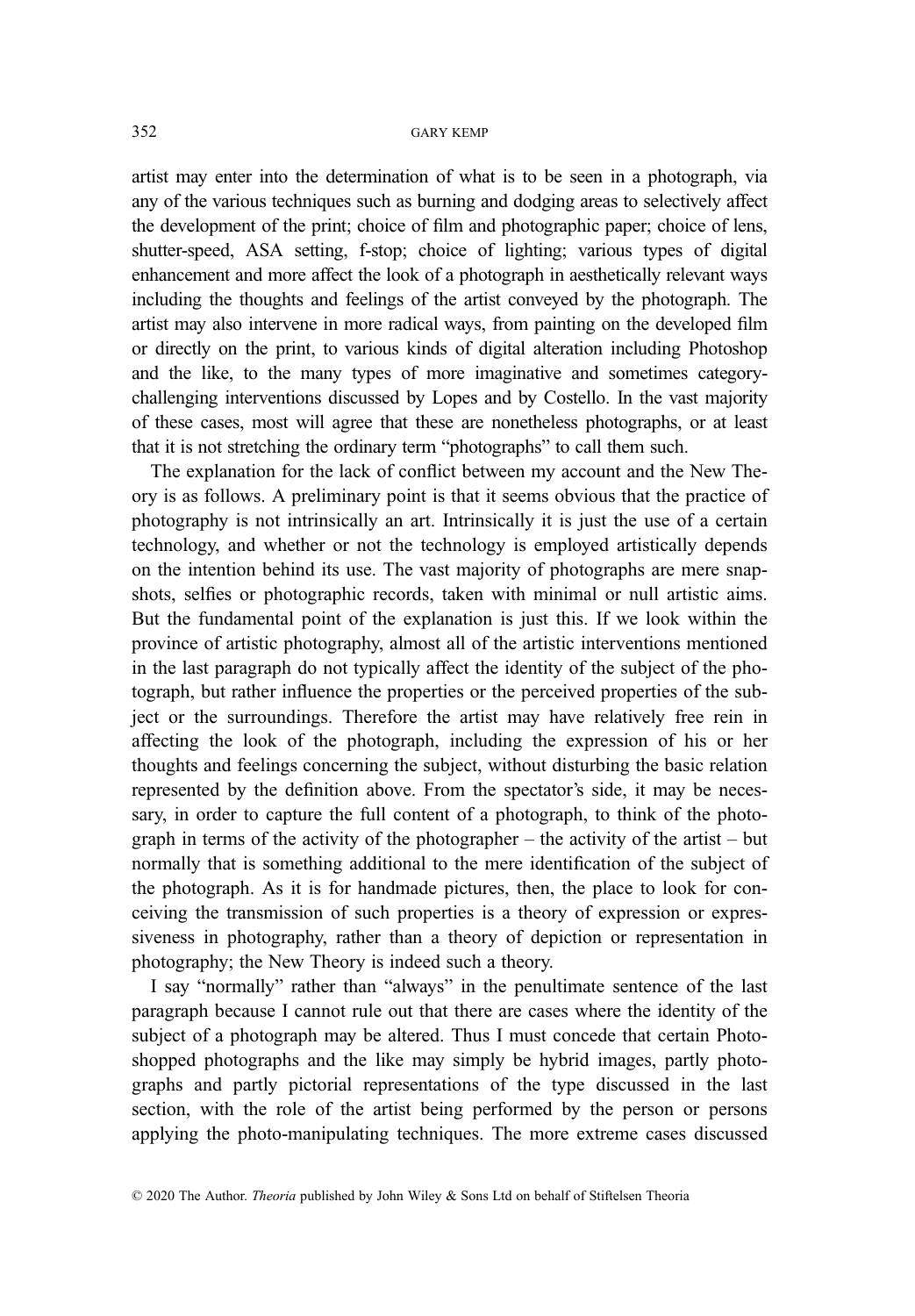artist may enter into the determination of what is to be seen in a photograph, via any of the various techniques such as burning and dodging areas to selectively affect the development of the print; choice of film and photographic paper; choice of lens, shutter-speed, ASA setting, f-stop; choice of lighting; various types of digital enhancement and more affect the look of a photograph in aesthetically relevant ways including the thoughts and feelings of the artist conveyed by the photograph. The artist may also intervene in more radical ways, from painting on the developed film or directly on the print, to various kinds of digital alteration including Photoshop and the like, to the many types of more imaginative and sometimes category-challenging interventions discussed by Lopes and by Costello. In the vast majority of these cases, most will agree that these are nonetheless photographs, or at least that it is not stretching the ordinary term "photographs" to call them such.

The explanation for the lack of conflict between my account and the New Theory is as follows. A preliminary point is that it seems obvious that the practice of photography is not intrinsically an art. Intrinsically it is just the use of a certain technology, and whether or not the technology is employed artistically depends on the intention behind its use. The vast majority of photographs are mere snapshots, selfies or photographic records, taken with minimal or null artistic aims. But the fundamental point of the explanation is just this. If we look within the province of artistic photography, almost all of the artistic interventions mentioned in the last paragraph do not typically affect the identity of the subject of the photograph, but rather influence the properties or the perceived properties of the subject or the surroundings. Therefore the artist may have relatively free rein in affecting the look of the photograph, including the expression of his or her thoughts and feelings concerning the subject, without disturbing the basic relation represented by the definition above. From the spectator's side, it may be necessary, in order to capture the full content of a photograph, to think of the photograph in terms of the activity of the photographer – the activity of the artist – but normally that is something additional to the mere identification of the subject of the photograph. As it is for handmade pictures, then, the place to look for conceiving the transmission of such properties is a theory of expression or expressiveness in photography, rather than a theory of depiction or representation in photography; the New Theory is indeed such a theory.

I say "normally" rather than "always" in the penultimate sentence of the last paragraph because I cannot rule out that there are cases where the identity of the subject of a photograph may be altered. Thus I must concede that certain Photoshopped photographs and the like may simply be hybrid images, partly photographs and partly pictorial representations of the type discussed in the last section, with the role of the artist being performed by the person or persons applying the photo-manipulating techniques. The more extreme cases discussed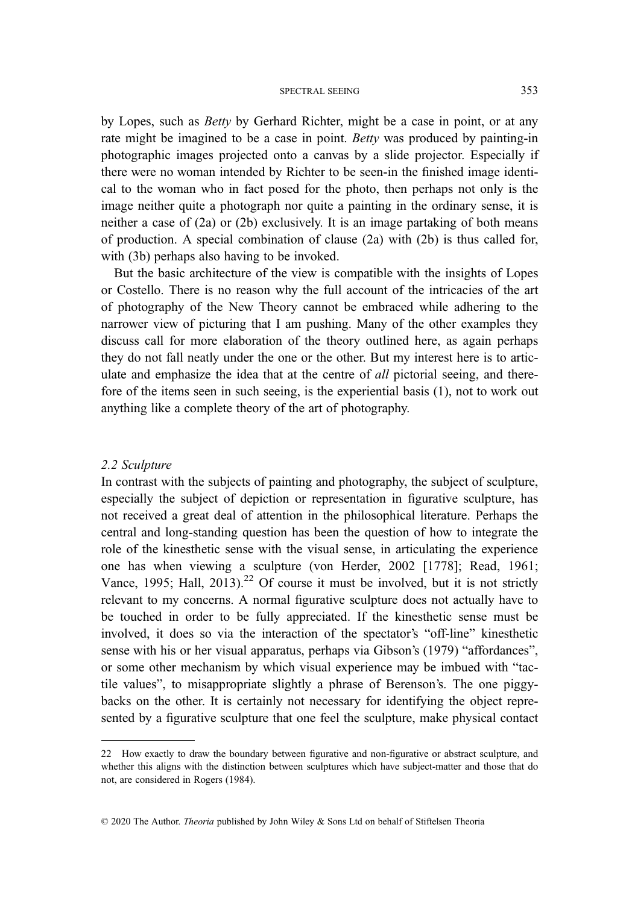by Lopes, such as *Betty* by Gerhard Richter, might be a case in point, or at any rate might be imagined to be a case in point. *Betty* was produced by painting-in photographic images projected onto a canvas by a slide projector. Especially if there were no woman intended by Richter to be seen-in the finished image identical to the woman who in fact posed for the photo, then perhaps not only is the image neither quite a photograph nor quite a painting in the ordinary sense, it is neither a case of (2a) or (2b) exclusively. It is an image partaking of both means of production. A special combination of clause (2a) with (2b) is thus called for, with (3b) perhaps also having to be invoked.

But the basic architecture of the view is compatible with the insights of Lopes or Costello. There is no reason why the full account of the intricacies of the art of photography of the New Theory cannot be embraced while adhering to the narrower view of picturing that I am pushing. Many of the other examples they discuss call for more elaboration of the theory outlined here, as again perhaps they do not fall neatly under the one or the other. But my interest here is to articulate and emphasize the idea that at the centre of *all* pictorial seeing, and therefore of the items seen in such seeing, is the experiential basis (1), not to work out anything like a complete theory of the art of photography.

### *2.2 Sculpture*

In contrast with the subjects of painting and photography, the subject of sculpture, especially the subject of depiction or representation in figurative sculpture, has not received a great deal of attention in the philosophical literature. Perhaps the central and long-standing question has been the question of how to integrate the role of the kinesthetic sense with the visual sense, in articulating the experience one has when viewing a sculpture (von Herder, 2002 [1778]; Read, 1961; Vance, 1995; Hall, 2013).[22] Of course it must be involved, but it is not strictly relevant to my concerns. A normal figurative sculpture does not actually have to be touched in order to be fully appreciated. If the kinesthetic sense must be involved, it does so via the interaction of the spectator's "off-line" kinesthetic sense with his or her visual apparatus, perhaps via Gibson's (1979) "affordances", or some other mechanism by which visual experience may be imbued with "tactile values", to misappropriate slightly a phrase of Berenson's. The one piggybacks on the other. It is certainly not necessary for identifying the object represented by a figurative sculpture that one feel the sculpture, make physical contact

---

22 How exactly to draw the boundary between figurative and non-figurative or abstract sculpture, and whether this aligns with the distinction between sculptures which have subject-matter and those that do not, are considered in Rogers (1984).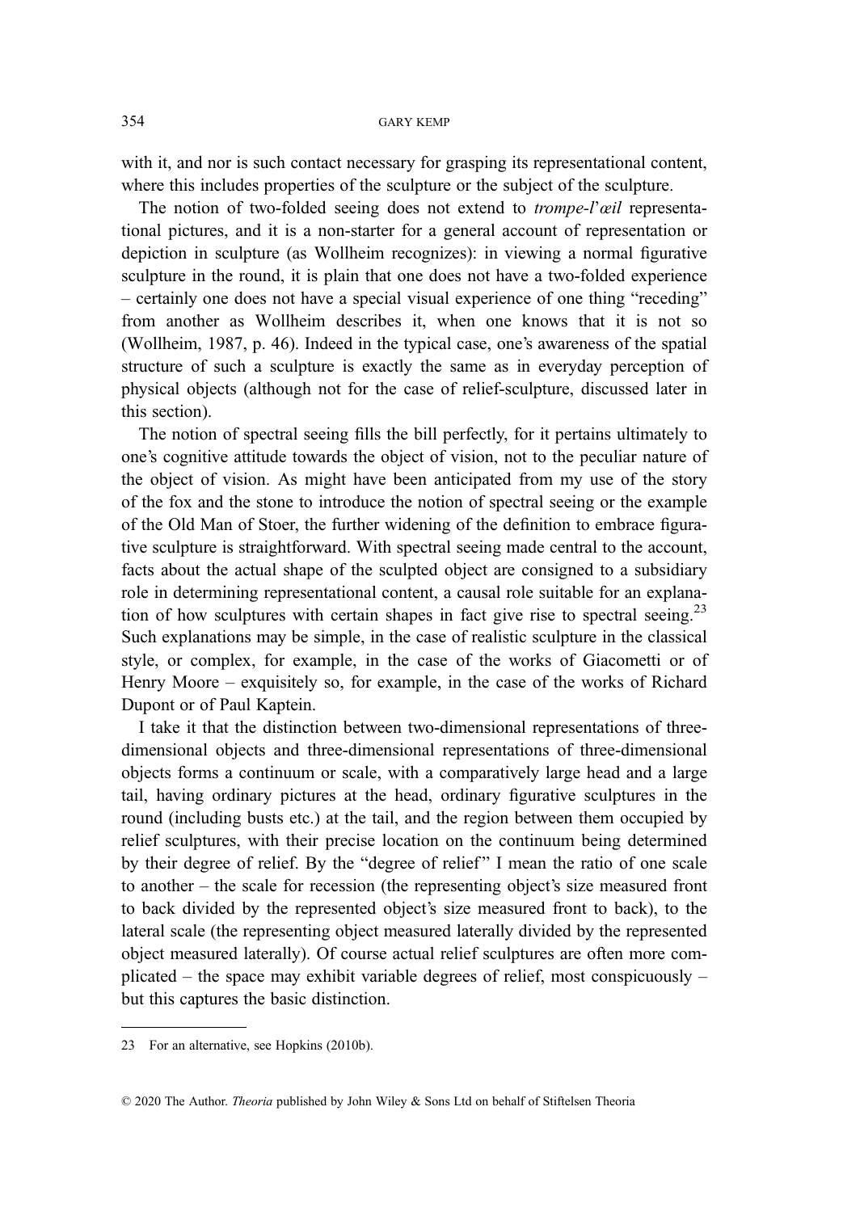with it, and nor is such contact necessary for grasping its representational content, where this includes properties of the sculpture or the subject of the sculpture.

The notion of two-folded seeing does not extend to *trompe-l'œil* representational pictures, and it is a non-starter for a general account of representation or depiction in sculpture (as Wollheim recognizes): in viewing a normal figurative sculpture in the round, it is plain that one does not have a two-folded experience – certainly one does not have a special visual experience of one thing "receding" from another as Wollheim describes it, when one knows that it is not so (Wollheim, 1987, p. 46). Indeed in the typical case, one's awareness of the spatial structure of such a sculpture is exactly the same as in everyday perception of physical objects (although not for the case of relief-sculpture, discussed later in this section).

The notion of spectral seeing fills the bill perfectly, for it pertains ultimately to one's cognitive attitude towards the object of vision, not to the peculiar nature of the object of vision. As might have been anticipated from my use of the story of the fox and the stone to introduce the notion of spectral seeing or the example of the Old Man of Stoer, the further widening of the definition to embrace figurative sculpture is straightforward. With spectral seeing made central to the account, facts about the actual shape of the sculpted object are consigned to a subsidiary role in determining representational content, a causal role suitable for an explanation of how sculptures with certain shapes in fact give rise to spectral seeing.[23] Such explanations may be simple, in the case of realistic sculpture in the classical style, or complex, for example, in the case of the works of Giacometti or of Henry Moore – exquisitely so, for example, in the case of the works of Richard Dupont or of Paul Kaptein.

I take it that the distinction between two-dimensional representations of three-dimensional objects and three-dimensional representations of three-dimensional objects forms a continuum or scale, with a comparatively large head and a large tail, having ordinary pictures at the head, ordinary figurative sculptures in the round (including busts etc.) at the tail, and the region between them occupied by relief sculptures, with their precise location on the continuum being determined by their degree of relief. By the "degree of relief" I mean the ratio of one scale to another – the scale for recession (the representing object's size measured front to back divided by the represented object's size measured front to back), to the lateral scale (the representing object measured laterally divided by the represented object measured laterally). Of course actual relief sculptures are often more complicated – the space may exhibit variable degrees of relief, most conspicuously – but this captures the basic distinction.

---

23 For an alternative, see Hopkins (2010b).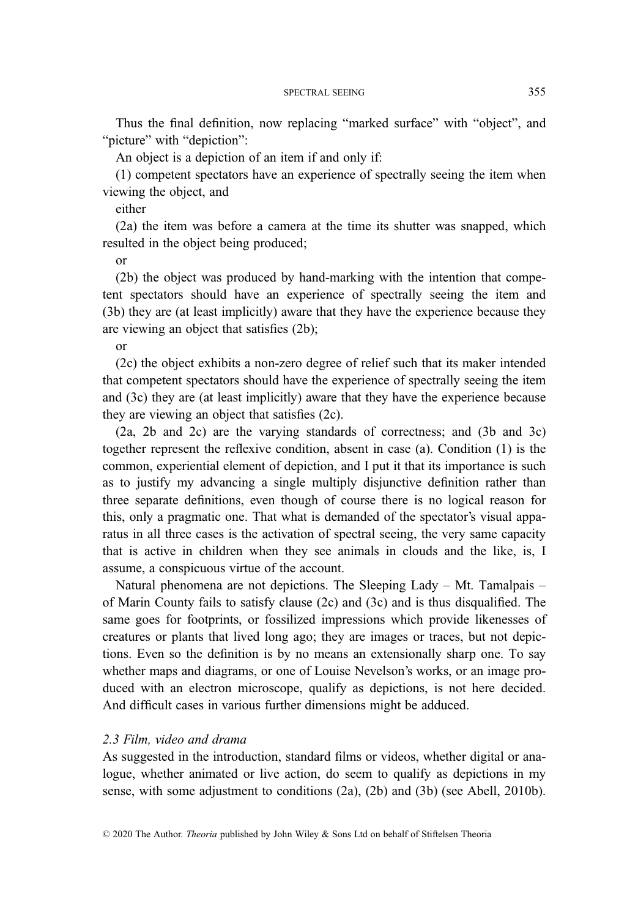Thus the final definition, now replacing "marked surface" with "object", and "picture" with "depiction":

An object is a depiction of an item if and only if:

(1) competent spectators have an experience of spectrally seeing the item when viewing the object, and

either

(2a) the item was before a camera at the time its shutter was snapped, which resulted in the object being produced;

or

(2b) the object was produced by hand-marking with the intention that competent spectators should have an experience of spectrally seeing the item and (3b) they are (at least implicitly) aware that they have the experience because they are viewing an object that satisfies (2b);

or

(2c) the object exhibits a non-zero degree of relief such that its maker intended that competent spectators should have the experience of spectrally seeing the item and (3c) they are (at least implicitly) aware that they have the experience because they are viewing an object that satisfies (2c).

(2a, 2b and 2c) are the varying standards of correctness; and (3b and 3c) together represent the reflexive condition, absent in case (a). Condition (1) is the common, experiential element of depiction, and I put it that its importance is such as to justify my advancing a single multiply disjunctive definition rather than three separate definitions, even though of course there is no logical reason for this, only a pragmatic one. That what is demanded of the spectator's visual apparatus in all three cases is the activation of spectral seeing, the very same capacity that is active in children when they see animals in clouds and the like, is, I assume, a conspicuous virtue of the account.

Natural phenomena are not depictions. The Sleeping Lady – Mt. Tamalpais – of Marin County fails to satisfy clause (2c) and (3c) and is thus disqualified. The same goes for footprints, or fossilized impressions which provide likenesses of creatures or plants that lived long ago; they are images or traces, but not depictions. Even so the definition is by no means an extensionally sharp one. To say whether maps and diagrams, or one of Louise Nevelson's works, or an image produced with an electron microscope, qualify as depictions, is not here decided. And difficult cases in various further dimensions might be adduced.

### *2.3 Film, video and drama*

As suggested in the introduction, standard films or videos, whether digital or analogue, whether animated or live action, do seem to qualify as depictions in my sense, with some adjustment to conditions (2a), (2b) and (3b) (see Abell, 2010b).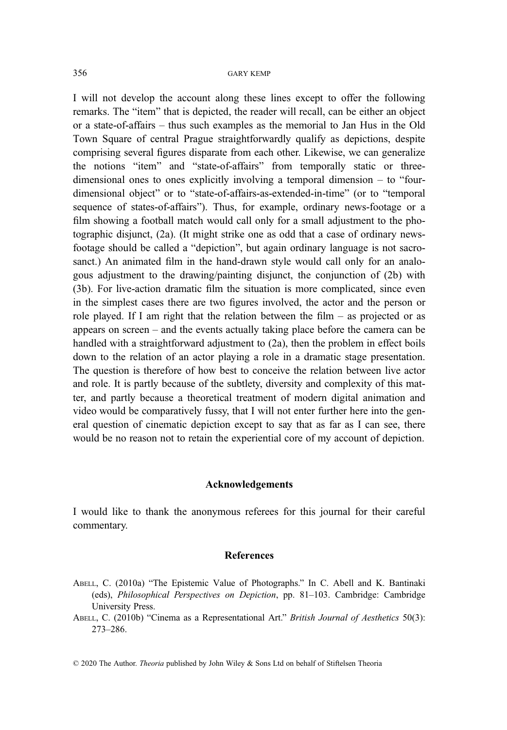I will not develop the account along these lines except to offer the following remarks. The "item" that is depicted, the reader will recall, can be either an object or a state-of-affairs – thus such examples as the memorial to Jan Hus in the Old Town Square of central Prague straightforwardly qualify as depictions, despite comprising several figures disparate from each other. Likewise, we can generalize the notions "item" and "state-of-affairs" from temporally static or three-dimensional ones to ones explicitly involving a temporal dimension – to "four-dimensional object" or to "state-of-affairs-as-extended-in-time" (or to "temporal sequence of states-of-affairs"). Thus, for example, ordinary news-footage or a film showing a football match would call only for a small adjustment to the photographic disjunct, (2a). (It might strike one as odd that a case of ordinary news-footage should be called a "depiction", but again ordinary language is not sacrosanct.) An animated film in the hand-drawn style would call only for an analogous adjustment to the drawing/painting disjunct, the conjunction of (2b) with (3b). For live-action dramatic film the situation is more complicated, since even in the simplest cases there are two figures involved, the actor and the person or role played. If I am right that the relation between the film – as projected or as appears on screen – and the events actually taking place before the camera can be handled with a straightforward adjustment to (2a), then the problem in effect boils down to the relation of an actor playing a role in a dramatic stage presentation. The question is therefore of how best to conceive the relation between live actor and role. It is partly because of the subtlety, diversity and complexity of this matter, and partly because a theoretical treatment of modern digital animation and video would be comparatively fussy, that I will not enter further here into the general question of cinematic depiction except to say that as far as I can see, there would be no reason not to retain the experiential core of my account of depiction.

## Acknowledgements

I would like to thank the anonymous referees for this journal for their careful commentary.

## References

Abell, C. (2010a) "The Epistemic Value of Photographs." In C. Abell and K. Bantinaki (eds), *Philosophical Perspectives on Depiction*, pp. 81–103. Cambridge: Cambridge University Press.

Abell, C. (2010b) "Cinema as a Representational Art." *British Journal of Aesthetics* 50(3): 273–286.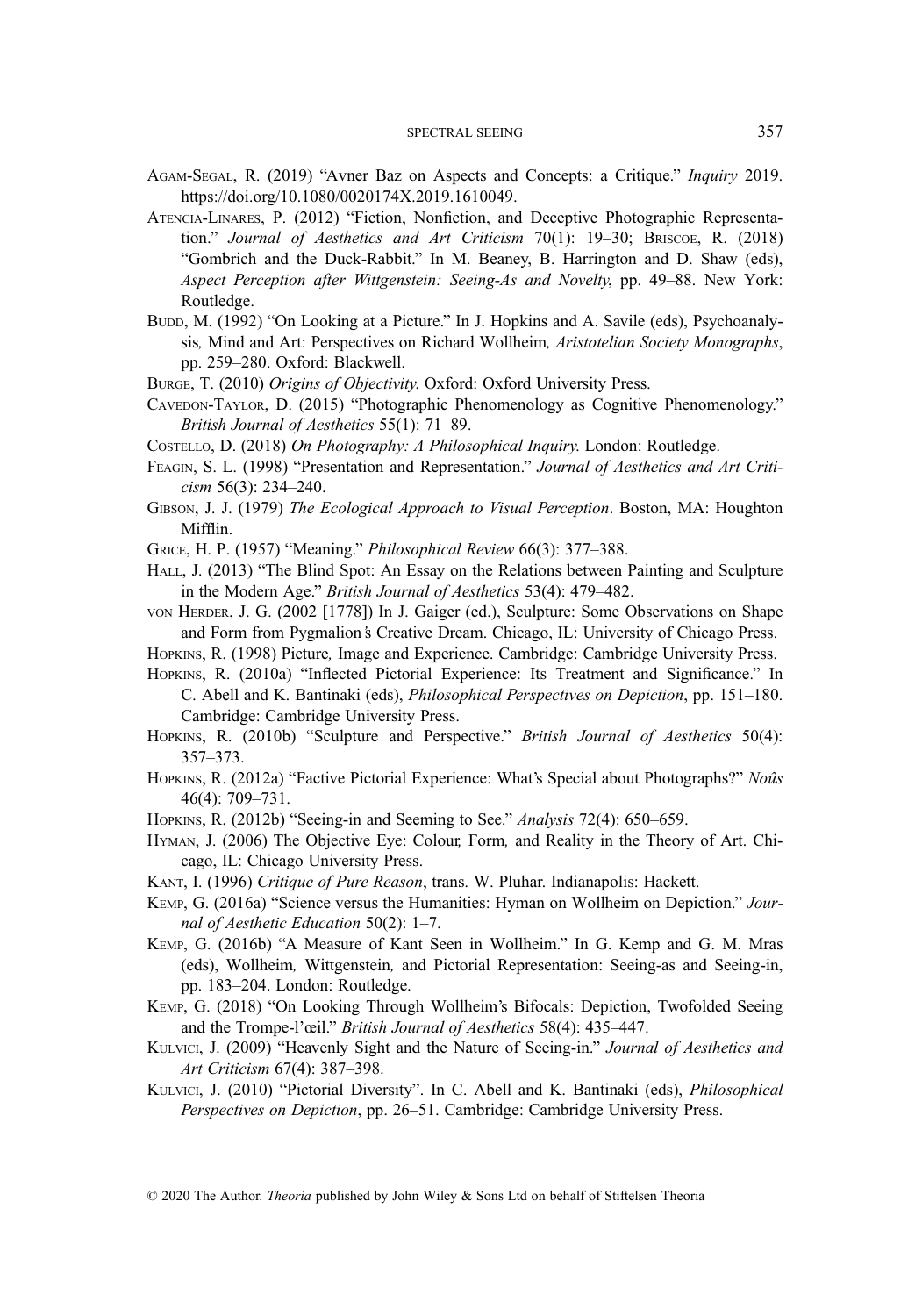Agam-Segal, R. (2019) "Avner Baz on Aspects and Concepts: a Critique." *Inquiry* 2019. https://doi.org/10.1080/0020174X.2019.1610049.

Atencia-Linares, P. (2012) "Fiction, Nonfiction, and Deceptive Photographic Representation." *Journal of Aesthetics and Art Criticism* 70(1): 19–30; Briscoe, R. (2018) "Gombrich and the Duck-Rabbit." In M. Beaney, B. Harrington and D. Shaw (eds), *Aspect Perception after Wittgenstein: Seeing-As and Novelty*, pp. 49–88. New York: Routledge.

Budd, M. (1992) "On Looking at a Picture." In J. Hopkins and A. Savile (eds), Psychoanalysis*,* Mind and Art: Perspectives on Richard Wollheim*, Aristotelian Society Monographs*, pp. 259–280. Oxford: Blackwell.

Burge, T. (2010) *Origins of Objectivity.* Oxford: Oxford University Press.

Cavedon-Taylor, D. (2015) "Photographic Phenomenology as Cognitive Phenomenology." *British Journal of Aesthetics* 55(1): 71–89.

Costello, D. (2018) *On Photography: A Philosophical Inquiry.* London: Routledge.

Feagin, S. L. (1998) "Presentation and Representation." *Journal of Aesthetics and Art Criticism* 56(3): 234–240.

Gibson, J. J. (1979) *The Ecological Approach to Visual Perception*. Boston, MA: Houghton Mifflin.

Grice, H. P. (1957) "Meaning." *Philosophical Review* 66(3): 377–388.

Hall, J. (2013) "The Blind Spot: An Essay on the Relations between Painting and Sculpture in the Modern Age." *British Journal of Aesthetics* 53(4): 479–482.

von Herder, J. G. (2002 [1778]) In J. Gaiger (ed.), Sculpture: Some Observations on Shape and Form from Pygmalion's Creative Dream. Chicago, IL: University of Chicago Press.

Hopkins, R. (1998) Picture*,* Image and Experience. Cambridge: Cambridge University Press.

Hopkins, R. (2010a) "Inflected Pictorial Experience: Its Treatment and Significance." In C. Abell and K. Bantinaki (eds), *Philosophical Perspectives on Depiction*, pp. 151–180. Cambridge: Cambridge University Press.

Hopkins, R. (2010b) "Sculpture and Perspective." *British Journal of Aesthetics* 50(4): 357–373.

Hopkins, R. (2012a) "Factive Pictorial Experience: What's Special about Photographs?" *Noûs* 46(4): 709–731.

Hopkins, R. (2012b) "Seeing-in and Seeming to See." *Analysis* 72(4): 650–659.

Hyman, J. (2006) The Objective Eye: Colour*,* Form*,* and Reality in the Theory of Art. Chicago, IL: Chicago University Press.

Kant, I. (1996) *Critique of Pure Reason*, trans. W. Pluhar. Indianapolis: Hackett.

Kemp, G. (2016a) "Science versus the Humanities: Hyman on Wollheim on Depiction." *Journal of Aesthetic Education* 50(2): 1–7.

Kemp, G. (2016b) "A Measure of Kant Seen in Wollheim." In G. Kemp and G. M. Mras (eds), Wollheim*,* Wittgenstein*,* and Pictorial Representation: Seeing-as and Seeing-in, pp. 183–204. London: Routledge.

Kemp, G. (2018) "On Looking Through Wollheim's Bifocals: Depiction, Twofolded Seeing and the Trompe-l'œil." *British Journal of Aesthetics* 58(4): 435–447.

Kulvici, J. (2009) "Heavenly Sight and the Nature of Seeing-in." *Journal of Aesthetics and Art Criticism* 67(4): 387–398.

Kulvici, J. (2010) "Pictorial Diversity". In C. Abell and K. Bantinaki (eds), *Philosophical Perspectives on Depiction*, pp. 26–51. Cambridge: Cambridge University Press.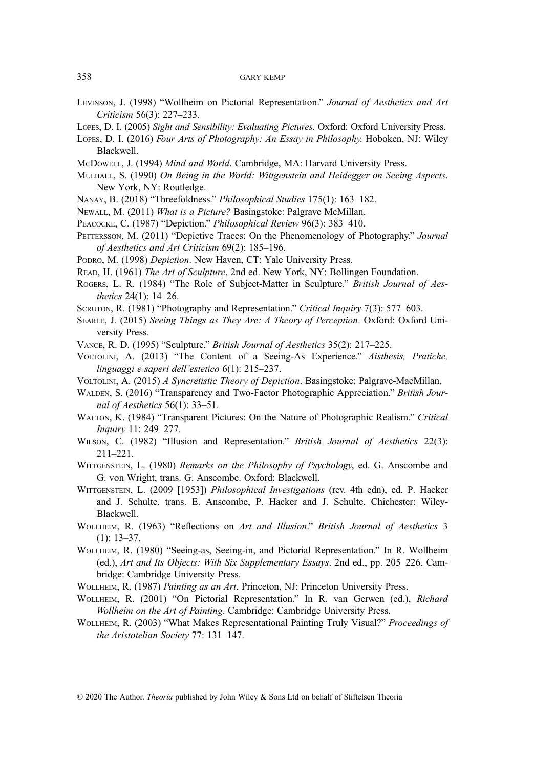Levinson, J. (1998) "Wollheim on Pictorial Representation." *Journal of Aesthetics and Art Criticism* 56(3): 227–233.

Lopes, D. I. (2005) *Sight and Sensibility: Evaluating Pictures*. Oxford: Oxford University Press.

Lopes, D. I. (2016) *Four Arts of Photography: An Essay in Philosophy*. Hoboken, NJ: Wiley Blackwell.

McDowell, J. (1994) *Mind and World*. Cambridge, MA: Harvard University Press.

Mulhall, S. (1990) *On Being in the World: Wittgenstein and Heidegger on Seeing Aspects*. New York, NY: Routledge.

Nanay, B. (2018) "Threefoldness." *Philosophical Studies* 175(1): 163–182.

Newall, M. (2011) *What is a Picture?* Basingstoke: Palgrave McMillan.

Peacocke, C. (1987) "Depiction." *Philosophical Review* 96(3): 383–410.

Pettersson, M. (2011) "Depictive Traces: On the Phenomenology of Photography." *Journal of Aesthetics and Art Criticism* 69(2): 185–196.

Podro, M. (1998) *Depiction*. New Haven, CT: Yale University Press.

Read, H. (1961) *The Art of Sculpture*. 2nd ed. New York, NY: Bollingen Foundation.

Rogers, L. R. (1984) "The Role of Subject-Matter in Sculpture." *British Journal of Aesthetics* 24(1): 14–26.

Scruton, R. (1981) "Photography and Representation." *Critical Inquiry* 7(3): 577–603.

Searle, J. (2015) *Seeing Things as They Are: A Theory of Perception*. Oxford: Oxford University Press.

Vance, R. D. (1995) "Sculpture." *British Journal of Aesthetics* 35(2): 217–225.

Voltolini, A. (2013) "The Content of a Seeing-As Experience." *Aisthesis, Pratiche, linguaggi e saperi dell'estetico* 6(1): 215–237.

Voltolini, A. (2015) *A Syncretistic Theory of Depiction*. Basingstoke: Palgrave-MacMillan.

Walden, S. (2016) "Transparency and Two-Factor Photographic Appreciation." *British Journal of Aesthetics* 56(1): 33–51.

Walton, K. (1984) "Transparent Pictures: On the Nature of Photographic Realism." *Critical Inquiry* 11: 249–277.

Wilson, C. (1982) "Illusion and Representation." *British Journal of Aesthetics* 22(3): 211–221.

Wittgenstein, L. (1980) *Remarks on the Philosophy of Psychology*, ed. G. Anscombe and G. von Wright, trans. G. Anscombe. Oxford: Blackwell.

Wittgenstein, L. (2009 [1953]) *Philosophical Investigations* (rev. 4th edn), ed. P. Hacker and J. Schulte, trans. E. Anscombe, P. Hacker and J. Schulte. Chichester: Wiley-Blackwell.

Wollheim, R. (1963) "Reflections on *Art and Illusion*." *British Journal of Aesthetics* 3 (1): 13–37.

Wollheim, R. (1980) "Seeing-as, Seeing-in, and Pictorial Representation." In R. Wollheim (ed.), *Art and Its Objects: With Six Supplementary Essays*. 2nd ed., pp. 205–226. Cambridge: Cambridge University Press.

Wollheim, R. (1987) *Painting as an Art*. Princeton, NJ: Princeton University Press.

Wollheim, R. (2001) "On Pictorial Representation." In R. van Gerwen (ed.), *Richard Wollheim on the Art of Painting*. Cambridge: Cambridge University Press.

Wollheim, R. (2003) "What Makes Representational Painting Truly Visual?" *Proceedings of the Aristotelian Society* 77: 131–147.

© 2020 The Author. *Theoria* published by John Wiley & Sons Ltd on behalf of Stiftelsen Theoria